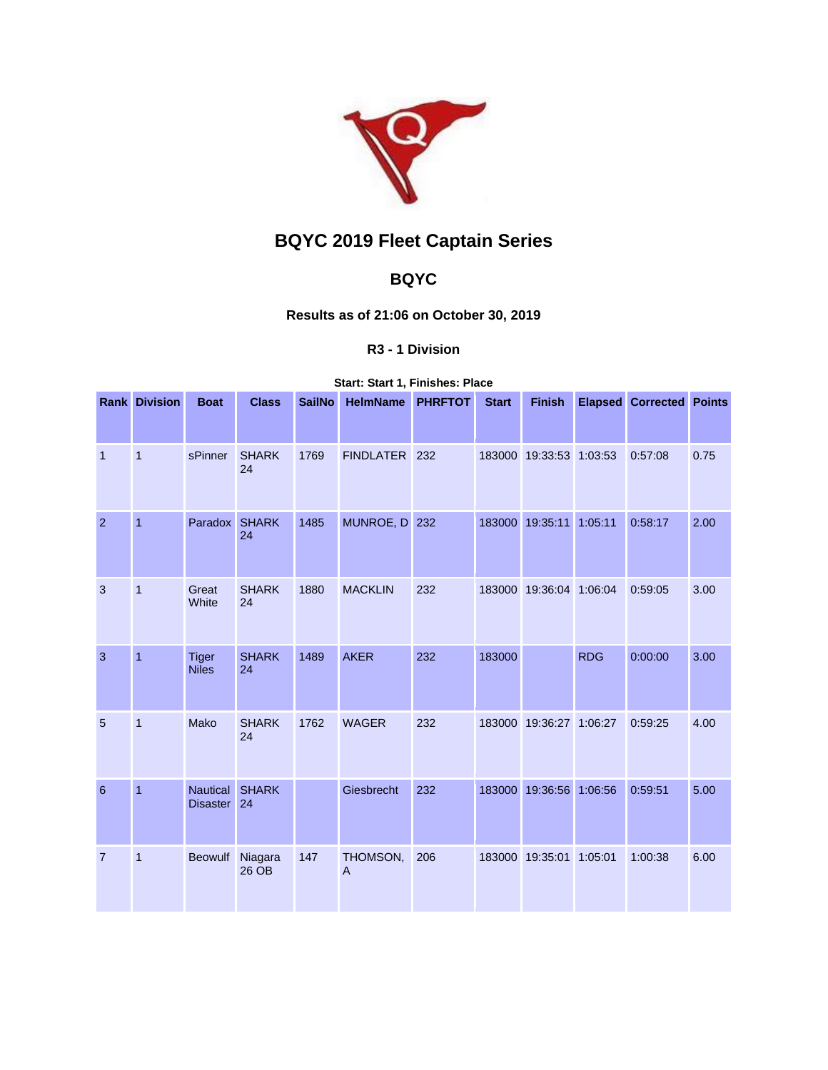# BQYC 2019 Fleet Captain Series

## BQYC

### Results as of 21:06 on October 30, 2019

#### R3 - 1 Division

**Start: Start 1, Finishes: Place**

| Rank | Division | Boat | Class | SailNo | HelmName | PHRFTOT | Start | Finish | Elapsed | Corrected | Points |
|---|---|---|---|---|---|---|---|---|---|---|---|
| 1 | 1 | sPinner | SHARK 24 | 1769 | FINDLATER | 232 | 183000 | 19:33:53 | 1:03:53 | 0:57:08 | 0.75 |
| 2 | 1 | Paradox | SHARK 24 | 1485 | MUNROE, D | 232 | 183000 | 19:35:11 | 1:05:11 | 0:58:17 | 2.00 |
| 3 | 1 | Great White | SHARK 24 | 1880 | MACKLIN | 232 | 183000 | 19:36:04 | 1:06:04 | 0:59:05 | 3.00 |
| 3 | 1 | Tiger Niles | SHARK 24 | 1489 | AKER | 232 | 183000 | | RDG | 0:00:00 | 3.00 |
| 5 | 1 | Mako | SHARK 24 | 1762 | WAGER | 232 | 183000 | 19:36:27 | 1:06:27 | 0:59:25 | 4.00 |
| 6 | 1 | Nautical Disaster | SHARK 24 | | Giesbrecht | 232 | 183000 | 19:36:56 | 1:06:56 | 0:59:51 | 5.00 |
| 7 | 1 | Beowulf | Niagara 26 OB | 147 | THOMSON, A | 206 | 183000 | 19:35:01 | 1:05:01 | 1:00:38 | 6.00 |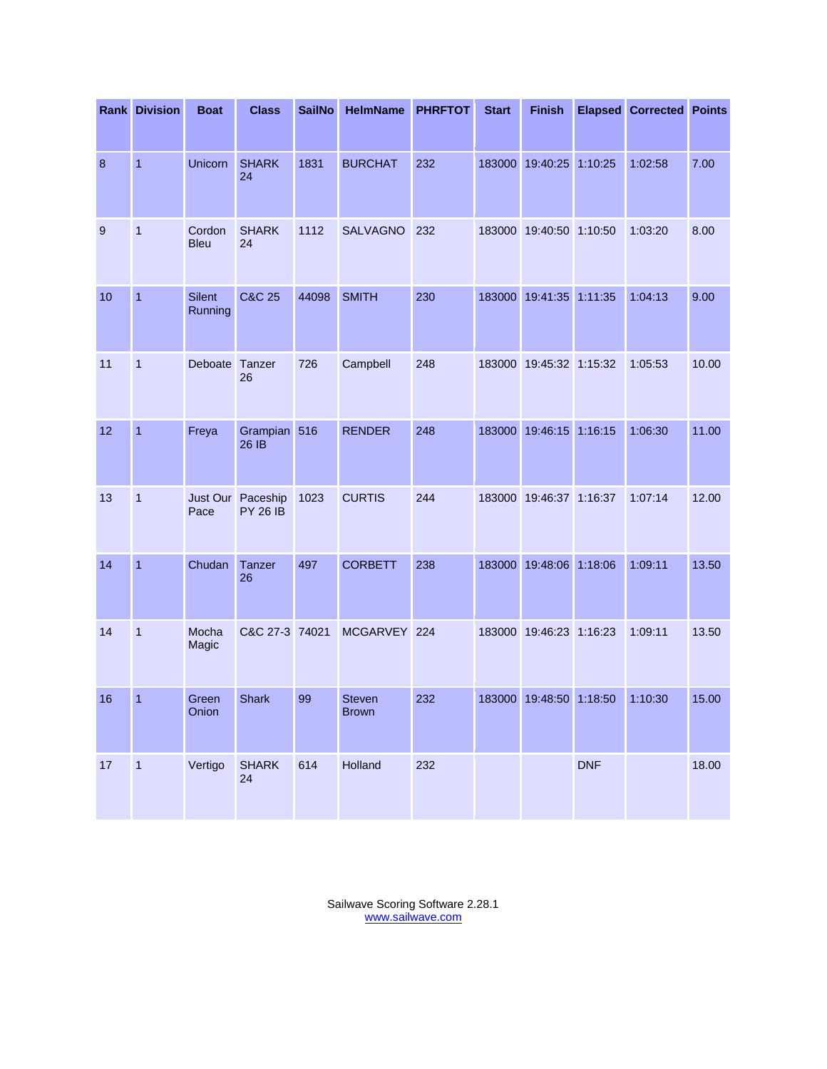| Rank | Division | Boat | Class | SailNo | HelmName | PHRFTOT | Start | Finish | Elapsed | Corrected | Points |
|---|---|---|---|---|---|---|---|---|---|---|---|
| 8 | 1 | Unicorn | SHARK 24 | 1831 | BURCHAT | 232 | 183000 | 19:40:25 | 1:10:25 | 1:02:58 | 7.00 |
| 9 | 1 | Cordon Bleu | SHARK 24 | 1112 | SALVAGNO | 232 | 183000 | 19:40:50 | 1:10:50 | 1:03:20 | 8.00 |
| 10 | 1 | Silent Running | C&C 25 | 44098 | SMITH | 230 | 183000 | 19:41:35 | 1:11:35 | 1:04:13 | 9.00 |
| 11 | 1 | Deboate | Tanzer 26 | 726 | Campbell | 248 | 183000 | 19:45:32 | 1:15:32 | 1:05:53 | 10.00 |
| 12 | 1 | Freya | Grampian 26 IB | 516 | RENDER | 248 | 183000 | 19:46:15 | 1:16:15 | 1:06:30 | 11.00 |
| 13 | 1 | Just Our Pace | Paceship PY 26 IB | 1023 | CURTIS | 244 | 183000 | 19:46:37 | 1:16:37 | 1:07:14 | 12.00 |
| 14 | 1 | Chudan | Tanzer 26 | 497 | CORBETT | 238 | 183000 | 19:48:06 | 1:18:06 | 1:09:11 | 13.50 |
| 14 | 1 | Mocha Magic | C&C 27-3 | 74021 | MCGARVEY | 224 | 183000 | 19:46:23 | 1:16:23 | 1:09:11 | 13.50 |
| 16 | 1 | Green Onion | Shark | 99 | Steven Brown | 232 | 183000 | 19:48:50 | 1:18:50 | 1:10:30 | 15.00 |
| 17 | 1 | Vertigo | SHARK 24 | 614 | Holland | 232 | | | DNF | | 18.00 |

Sailwave Scoring Software 2.28.1
www.sailwave.com